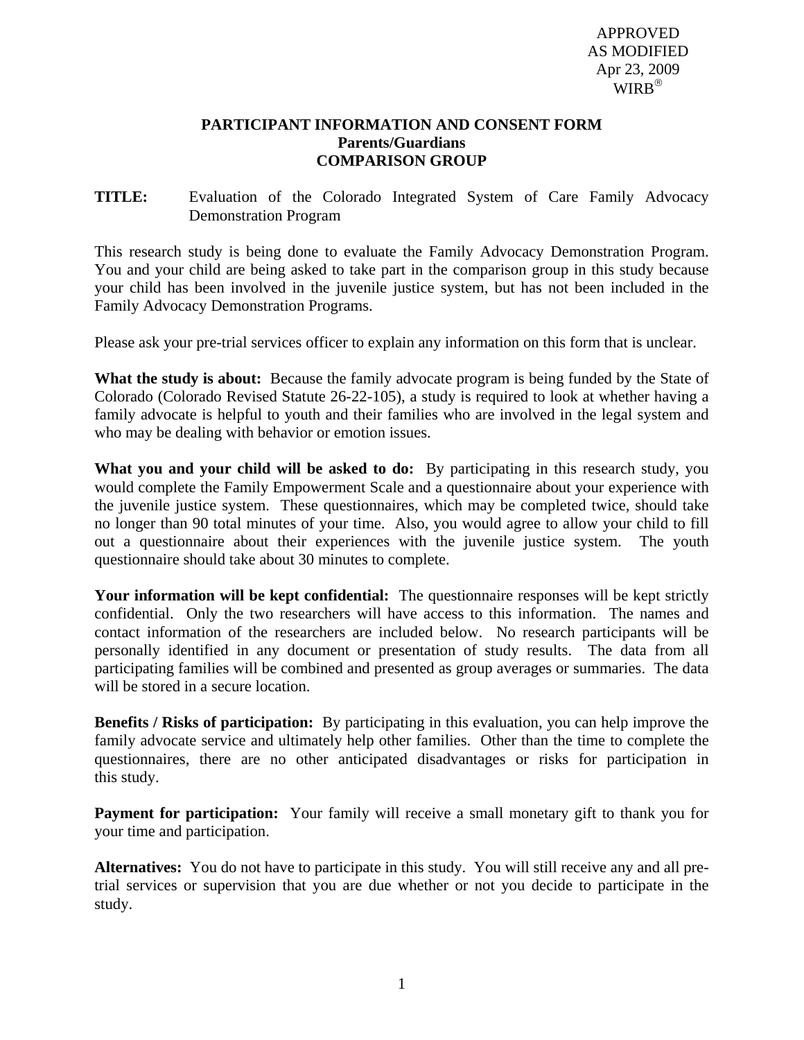APPROVED
AS MODIFIED
Apr 23, 2009
WIRB®

# PARTICIPANT INFORMATION AND CONSENT FORM
## Parents/Guardians
## COMPARISON GROUP

**TITLE:** Evaluation of the Colorado Integrated System of Care Family Advocacy Demonstration Program

This research study is being done to evaluate the Family Advocacy Demonstration Program. You and your child are being asked to take part in the comparison group in this study because your child has been involved in the juvenile justice system, but has not been included in the Family Advocacy Demonstration Programs.

Please ask your pre-trial services officer to explain any information on this form that is unclear.

**What the study is about:** Because the family advocate program is being funded by the State of Colorado (Colorado Revised Statute 26-22-105), a study is required to look at whether having a family advocate is helpful to youth and their families who are involved in the legal system and who may be dealing with behavior or emotion issues.

**What you and your child will be asked to do:** By participating in this research study, you would complete the Family Empowerment Scale and a questionnaire about your experience with the juvenile justice system. These questionnaires, which may be completed twice, should take no longer than 90 total minutes of your time. Also, you would agree to allow your child to fill out a questionnaire about their experiences with the juvenile justice system. The youth questionnaire should take about 30 minutes to complete.

**Your information will be kept confidential:** The questionnaire responses will be kept strictly confidential. Only the two researchers will have access to this information. The names and contact information of the researchers are included below. No research participants will be personally identified in any document or presentation of study results. The data from all participating families will be combined and presented as group averages or summaries. The data will be stored in a secure location.

**Benefits / Risks of participation:** By participating in this evaluation, you can help improve the family advocate service and ultimately help other families. Other than the time to complete the questionnaires, there are no other anticipated disadvantages or risks for participation in this study.

**Payment for participation:** Your family will receive a small monetary gift to thank you for your time and participation.

**Alternatives:** You do not have to participate in this study. You will still receive any and all pre-trial services or supervision that you are due whether or not you decide to participate in the study.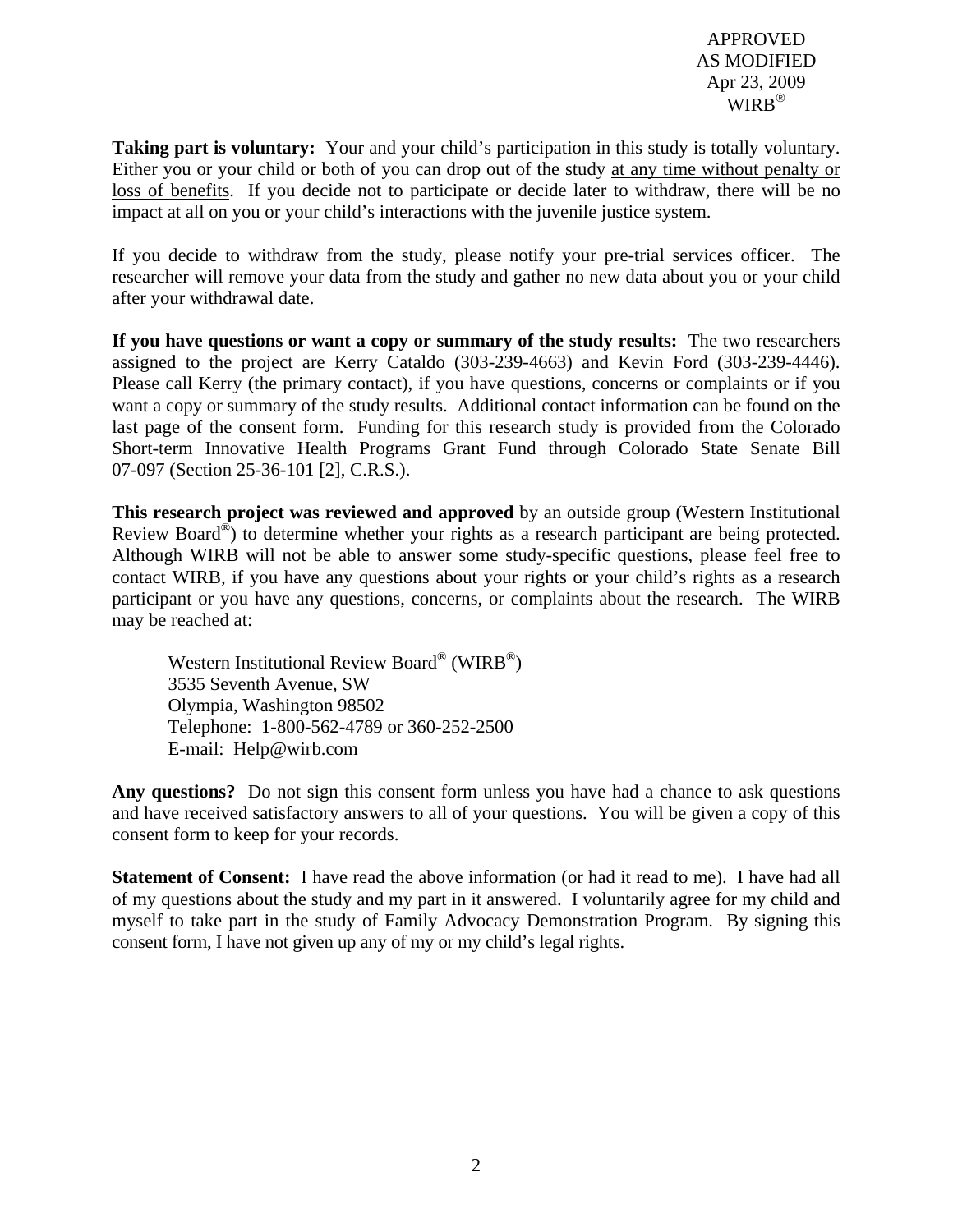APPROVED
AS MODIFIED
Apr 23, 2009
WIRB®

**Taking part is voluntary:** Your and your child's participation in this study is totally voluntary. Either you or your child or both of you can drop out of the study <u>at any time without penalty or loss of benefits</u>. If you decide not to participate or decide later to withdraw, there will be no impact at all on you or your child's interactions with the juvenile justice system.

If you decide to withdraw from the study, please notify your pre-trial services officer. The researcher will remove your data from the study and gather no new data about you or your child after your withdrawal date.

**If you have questions or want a copy or summary of the study results:** The two researchers assigned to the project are Kerry Cataldo (303-239-4663) and Kevin Ford (303-239-4446). Please call Kerry (the primary contact), if you have questions, concerns or complaints or if you want a copy or summary of the study results. Additional contact information can be found on the last page of the consent form. Funding for this research study is provided from the Colorado Short-term Innovative Health Programs Grant Fund through Colorado State Senate Bill 07-097 (Section 25-36-101 [2], C.R.S.).

**This research project was reviewed and approved** by an outside group (Western Institutional Review Board®) to determine whether your rights as a research participant are being protected. Although WIRB will not be able to answer some study-specific questions, please feel free to contact WIRB, if you have any questions about your rights or your child's rights as a research participant or you have any questions, concerns, or complaints about the research. The WIRB may be reached at:

Western Institutional Review Board® (WIRB®)
3535 Seventh Avenue, SW
Olympia, Washington 98502
Telephone: 1-800-562-4789 or 360-252-2500
E-mail: Help@wirb.com

**Any questions?** Do not sign this consent form unless you have had a chance to ask questions and have received satisfactory answers to all of your questions. You will be given a copy of this consent form to keep for your records.

**Statement of Consent:** I have read the above information (or had it read to me). I have had all of my questions about the study and my part in it answered. I voluntarily agree for my child and myself to take part in the study of Family Advocacy Demonstration Program. By signing this consent form, I have not given up any of my or my child's legal rights.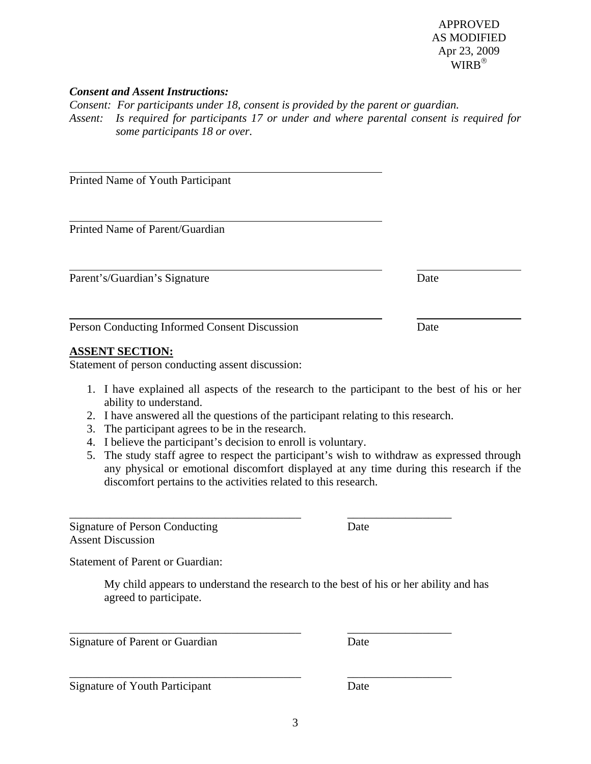APPROVED
AS MODIFIED
Apr 23, 2009
WIRB®

***Consent and Assent Instructions:***

*Consent: For participants under 18, consent is provided by the parent or guardian.*

*Assent: Is required for participants 17 or under and where parental consent is required for some participants 18 or over.*

\_\_\_\_\_\_\_\_\_\_\_\_\_\_\_\_\_\_\_\_\_\_\_\_\_\_\_\_\_\_\_\_\_\_\_\_\_\_\_\_\_\_\_\_\_\_\_\_\_\_\_\_\_\_
Printed Name of Youth Participant

\_\_\_\_\_\_\_\_\_\_\_\_\_\_\_\_\_\_\_\_\_\_\_\_\_\_\_\_\_\_\_\_\_\_\_\_\_\_\_\_\_\_\_\_\_\_\_\_\_\_\_\_\_\_
Printed Name of Parent/Guardian

\_\_\_\_\_\_\_\_\_\_\_\_\_\_\_\_\_\_\_\_\_\_\_\_\_\_\_\_\_\_\_\_\_\_\_\_\_\_\_\_\_\_\_\_\_\_\_\_\_\_\_\_\_\_ \_\_\_\_\_\_\_\_\_\_\_\_\_\_\_\_\_\_
Parent's/Guardian's Signature Date

\_\_\_\_\_\_\_\_\_\_\_\_\_\_\_\_\_\_\_\_\_\_\_\_\_\_\_\_\_\_\_\_\_\_\_\_\_\_\_\_\_\_\_\_\_\_\_\_\_\_\_\_\_\_ \_\_\_\_\_\_\_\_\_\_\_\_\_\_\_\_\_\_
Person Conducting Informed Consent Discussion Date

**ASSENT SECTION:**

Statement of person conducting assent discussion:

1. I have explained all aspects of the research to the participant to the best of his or her ability to understand.
2. I have answered all the questions of the participant relating to this research.
3. The participant agrees to be in the research.
4. I believe the participant's decision to enroll is voluntary.
5. The study staff agree to respect the participant's wish to withdraw as expressed through any physical or emotional discomfort displayed at any time during this research if the discomfort pertains to the activities related to this research.

\_\_\_\_\_\_\_\_\_\_\_\_\_\_\_\_\_\_\_\_\_\_\_\_\_\_\_\_\_\_\_\_\_\_\_\_\_\_\_\_ \_\_\_\_\_\_\_\_\_\_\_\_\_\_\_\_\_\_
Signature of Person Conducting Assent Discussion Date

Statement of Parent or Guardian:

My child appears to understand the research to the best of his or her ability and has agreed to participate.

\_\_\_\_\_\_\_\_\_\_\_\_\_\_\_\_\_\_\_\_\_\_\_\_\_\_\_\_\_\_\_\_\_\_\_\_\_\_\_\_ \_\_\_\_\_\_\_\_\_\_\_\_\_\_\_\_\_\_
Signature of Parent or Guardian Date

\_\_\_\_\_\_\_\_\_\_\_\_\_\_\_\_\_\_\_\_\_\_\_\_\_\_\_\_\_\_\_\_\_\_\_\_\_\_\_\_ \_\_\_\_\_\_\_\_\_\_\_\_\_\_\_\_\_\_
Signature of Youth Participant Date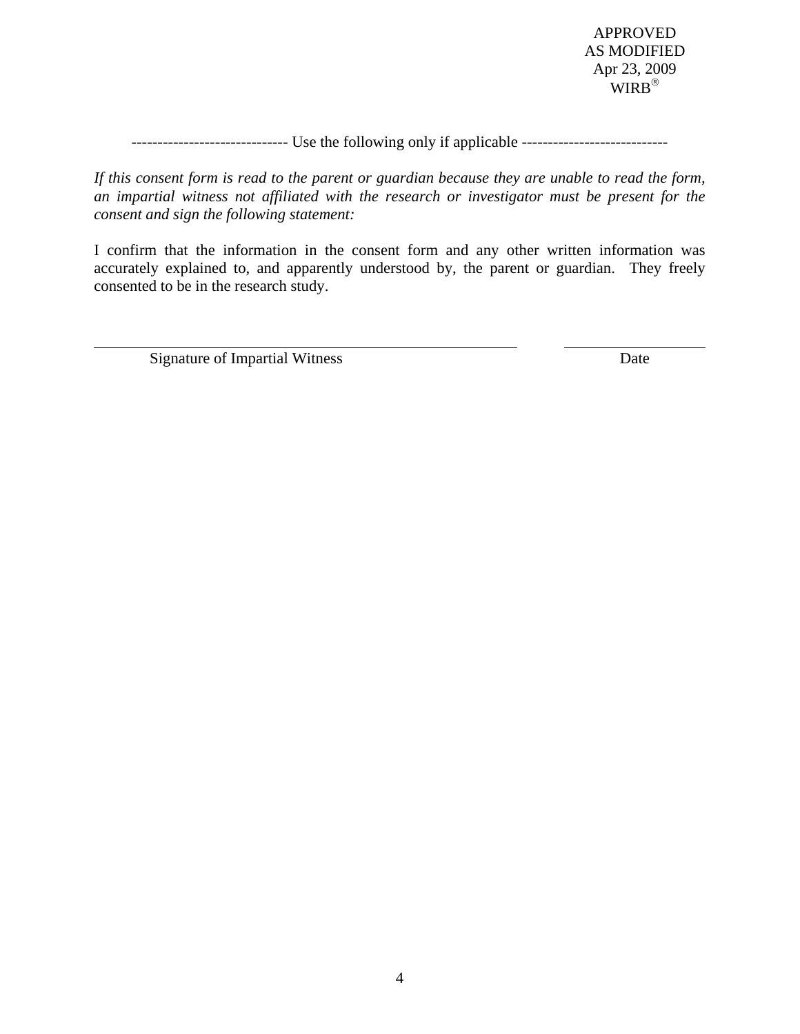APPROVED
AS MODIFIED
Apr 23, 2009
WIRB®

------------------------------ Use the following only if applicable ----------------------------

*If this consent form is read to the parent or guardian because they are unable to read the form, an impartial witness not affiliated with the research or investigator must be present for the consent and sign the following statement:*

I confirm that the information in the consent form and any other written information was accurately explained to, and apparently understood by, the parent or guardian. They freely consented to be in the research study.

\_\_\_\_\_\_\_\_\_\_\_\_\_\_\_\_\_\_\_\_\_\_\_\_\_\_\_\_\_\_\_\_\_\_\_\_\_\_\_\_\_\_\_\_ \_\_\_\_\_\_\_\_\_\_\_\_\_\_\_
Signature of Impartial Witness Date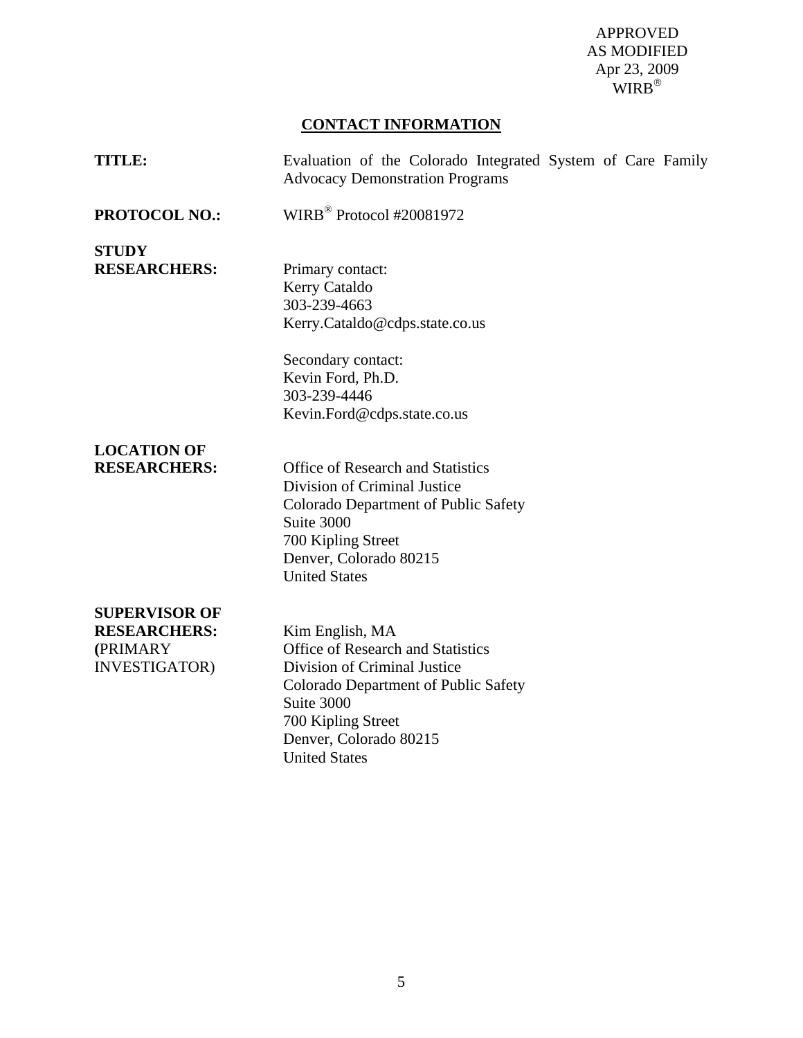APPROVED
AS MODIFIED
Apr 23, 2009
WIRB®

## CONTACT INFORMATION

**TITLE:** Evaluation of the Colorado Integrated System of Care Family Advocacy Demonstration Programs

**PROTOCOL NO.:** WIRB® Protocol #20081972

**STUDY RESEARCHERS:**

Primary contact:
Kerry Cataldo
303-239-4663
Kerry.Cataldo@cdps.state.co.us

Secondary contact:
Kevin Ford, Ph.D.
303-239-4446
Kevin.Ford@cdps.state.co.us

**LOCATION OF RESEARCHERS:**

Office of Research and Statistics
Division of Criminal Justice
Colorado Department of Public Safety
Suite 3000
700 Kipling Street
Denver, Colorado 80215
United States

**SUPERVISOR OF RESEARCHERS: (**PRIMARY INVESTIGATOR)

Kim English, MA
Office of Research and Statistics
Division of Criminal Justice
Colorado Department of Public Safety
Suite 3000
700 Kipling Street
Denver, Colorado 80215
United States